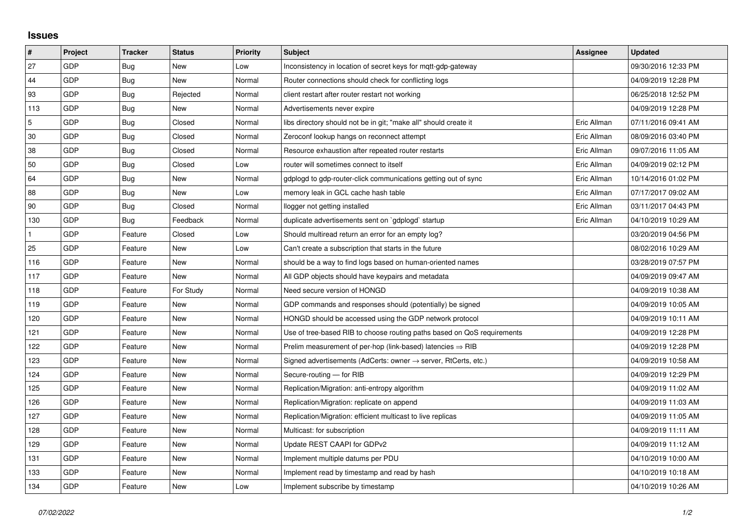## Issues

| # | Project | Tracker | Status | Priority | Subject | Assignee | Updated |
|---|---|---|---|---|---|---|---|
| 27 | GDP | Bug | New | Low | Inconsistency in location of secret keys for mqtt-gdp-gateway | | 09/30/2016 12:33 PM |
| 44 | GDP | Bug | New | Normal | Router connections should check for conflicting logs | | 04/09/2019 12:28 PM |
| 93 | GDP | Bug | Rejected | Normal | client restart after router restart not working | | 06/25/2018 12:52 PM |
| 113 | GDP | Bug | New | Normal | Advertisements never expire | | 04/09/2019 12:28 PM |
| 5 | GDP | Bug | Closed | Normal | libs directory should not be in git; "make all" should create it | Eric Allman | 07/11/2016 09:41 AM |
| 30 | GDP | Bug | Closed | Normal | Zeroconf lookup hangs on reconnect attempt | Eric Allman | 08/09/2016 03:40 PM |
| 38 | GDP | Bug | Closed | Normal | Resource exhaustion after repeated router restarts | Eric Allman | 09/07/2016 11:05 AM |
| 50 | GDP | Bug | Closed | Low | router will sometimes connect to itself | Eric Allman | 04/09/2019 02:12 PM |
| 64 | GDP | Bug | New | Normal | gdplogd to gdp-router-click communications getting out of sync | Eric Allman | 10/14/2016 01:02 PM |
| 88 | GDP | Bug | New | Low | memory leak in GCL cache hash table | Eric Allman | 07/17/2017 09:02 AM |
| 90 | GDP | Bug | Closed | Normal | llogger not getting installed | Eric Allman | 03/11/2017 04:43 PM |
| 130 | GDP | Bug | Feedback | Normal | duplicate advertisements sent on `gdplogd` startup | Eric Allman | 04/10/2019 10:29 AM |
| 1 | GDP | Feature | Closed | Low | Should multiread return an error for an empty log? | | 03/20/2019 04:56 PM |
| 25 | GDP | Feature | New | Low | Can't create a subscription that starts in the future | | 08/02/2016 10:29 AM |
| 116 | GDP | Feature | New | Normal | should be a way to find logs based on human-oriented names | | 03/28/2019 07:57 PM |
| 117 | GDP | Feature | New | Normal | All GDP objects should have keypairs and metadata | | 04/09/2019 09:47 AM |
| 118 | GDP | Feature | For Study | Normal | Need secure version of HONGD | | 04/09/2019 10:38 AM |
| 119 | GDP | Feature | New | Normal | GDP commands and responses should (potentially) be signed | | 04/09/2019 10:05 AM |
| 120 | GDP | Feature | New | Normal | HONGD should be accessed using the GDP network protocol | | 04/09/2019 10:11 AM |
| 121 | GDP | Feature | New | Normal | Use of tree-based RIB to choose routing paths based on QoS requirements | | 04/09/2019 12:28 PM |
| 122 | GDP | Feature | New | Normal | Prelim measurement of per-hop (link-based) latencies ⇒ RIB | | 04/09/2019 12:28 PM |
| 123 | GDP | Feature | New | Normal | Signed advertisements (AdCerts: owner → server, RtCerts, etc.) | | 04/09/2019 10:58 AM |
| 124 | GDP | Feature | New | Normal | Secure-routing — for RIB | | 04/09/2019 12:29 PM |
| 125 | GDP | Feature | New | Normal | Replication/Migration: anti-entropy algorithm | | 04/09/2019 11:02 AM |
| 126 | GDP | Feature | New | Normal | Replication/Migration: replicate on append | | 04/09/2019 11:03 AM |
| 127 | GDP | Feature | New | Normal | Replication/Migration: efficient multicast to live replicas | | 04/09/2019 11:05 AM |
| 128 | GDP | Feature | New | Normal | Multicast: for subscription | | 04/09/2019 11:11 AM |
| 129 | GDP | Feature | New | Normal | Update REST CAAPI for GDPv2 | | 04/09/2019 11:12 AM |
| 131 | GDP | Feature | New | Normal | Implement multiple datums per PDU | | 04/10/2019 10:00 AM |
| 133 | GDP | Feature | New | Normal | Implement read by timestamp and read by hash | | 04/10/2019 10:18 AM |
| 134 | GDP | Feature | New | Low | Implement subscribe by timestamp | | 04/10/2019 10:26 AM |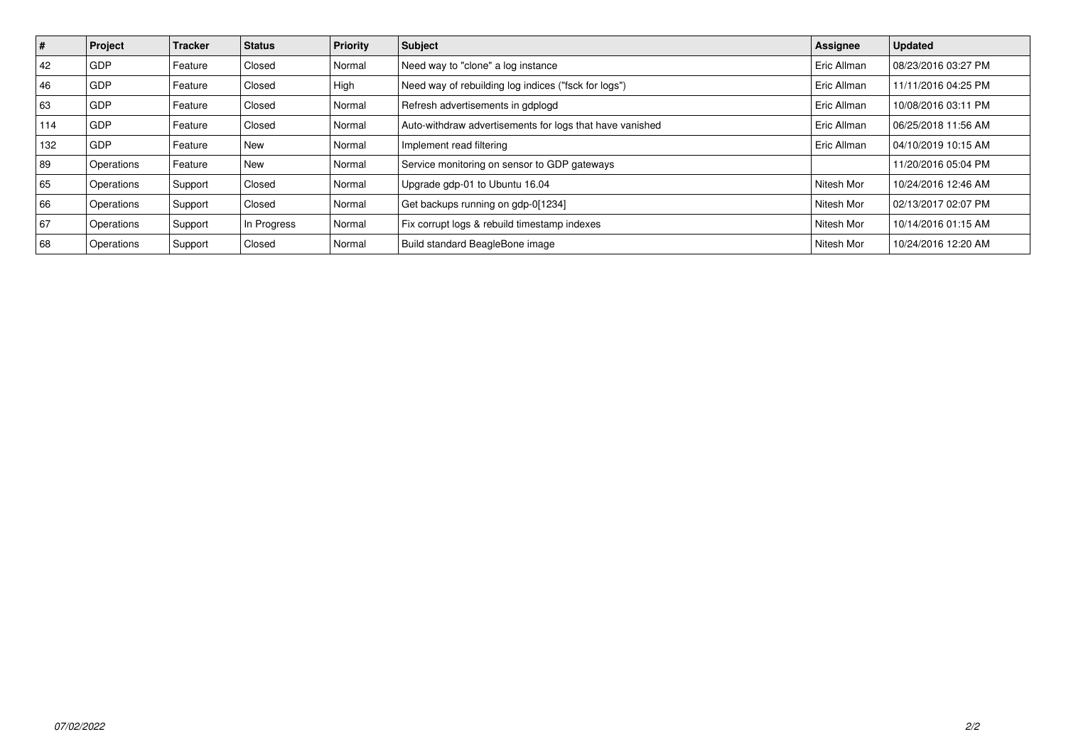| # | Project | Tracker | Status | Priority | Subject | Assignee | Updated |
|---|---|---|---|---|---|---|---|
| 42 | GDP | Feature | Closed | Normal | Need way to "clone" a log instance | Eric Allman | 08/23/2016 03:27 PM |
| 46 | GDP | Feature | Closed | High | Need way of rebuilding log indices ("fsck for logs") | Eric Allman | 11/11/2016 04:25 PM |
| 63 | GDP | Feature | Closed | Normal | Refresh advertisements in gdplogd | Eric Allman | 10/08/2016 03:11 PM |
| 114 | GDP | Feature | Closed | Normal | Auto-withdraw advertisements for logs that have vanished | Eric Allman | 06/25/2018 11:56 AM |
| 132 | GDP | Feature | New | Normal | Implement read filtering | Eric Allman | 04/10/2019 10:15 AM |
| 89 | Operations | Feature | New | Normal | Service monitoring on sensor to GDP gateways | | 11/20/2016 05:04 PM |
| 65 | Operations | Support | Closed | Normal | Upgrade gdp-01 to Ubuntu 16.04 | Nitesh Mor | 10/24/2016 12:46 AM |
| 66 | Operations | Support | Closed | Normal | Get backups running on gdp-0[1234] | Nitesh Mor | 02/13/2017 02:07 PM |
| 67 | Operations | Support | In Progress | Normal | Fix corrupt logs & rebuild timestamp indexes | Nitesh Mor | 10/14/2016 01:15 AM |
| 68 | Operations | Support | Closed | Normal | Build standard BeagleBone image | Nitesh Mor | 10/24/2016 12:20 AM |